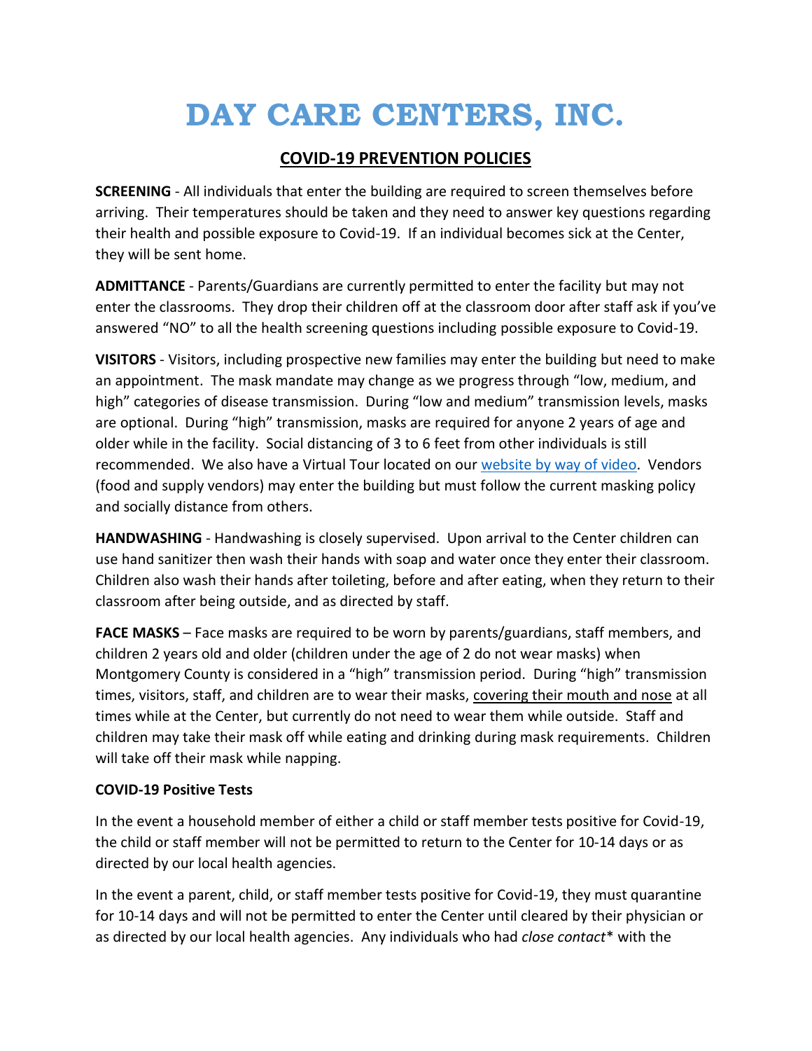# DAY CARE CENTERS, INC.

## COVID-19 PREVENTION POLICIES

**SCREENING** - All individuals that enter the building are required to screen themselves before arriving. Their temperatures should be taken and they need to answer key questions regarding their health and possible exposure to Covid-19. If an individual becomes sick at the Center, they will be sent home.

**ADMITTANCE** - Parents/Guardians are currently permitted to enter the facility but may not enter the classrooms. They drop their children off at the classroom door after staff ask if you've answered "NO" to all the health screening questions including possible exposure to Covid-19.

**VISITORS** - Visitors, including prospective new families may enter the building but need to make an appointment. The mask mandate may change as we progress through "low, medium, and high" categories of disease transmission. During "low and medium" transmission levels, masks are optional. During "high" transmission, masks are required for anyone 2 years of age and older while in the facility. Social distancing of 3 to 6 feet from other individuals is still recommended. We also have a Virtual Tour located on our website by way of video. Vendors (food and supply vendors) may enter the building but must follow the current masking policy and socially distance from others.

**HANDWASHING** - Handwashing is closely supervised. Upon arrival to the Center children can use hand sanitizer then wash their hands with soap and water once they enter their classroom. Children also wash their hands after toileting, before and after eating, when they return to their classroom after being outside, and as directed by staff.

**FACE MASKS** – Face masks are required to be worn by parents/guardians, staff members, and children 2 years old and older (children under the age of 2 do not wear masks) when Montgomery County is considered in a "high" transmission period. During "high" transmission times, visitors, staff, and children are to wear their masks, covering their mouth and nose at all times while at the Center, but currently do not need to wear them while outside. Staff and children may take their mask off while eating and drinking during mask requirements. Children will take off their mask while napping.

**COVID-19 Positive Tests**

In the event a household member of either a child or staff member tests positive for Covid-19, the child or staff member will not be permitted to return to the Center for 10-14 days or as directed by our local health agencies.

In the event a parent, child, or staff member tests positive for Covid-19, they must quarantine for 10-14 days and will not be permitted to enter the Center until cleared by their physician or as directed by our local health agencies. Any individuals who had *close contact** with the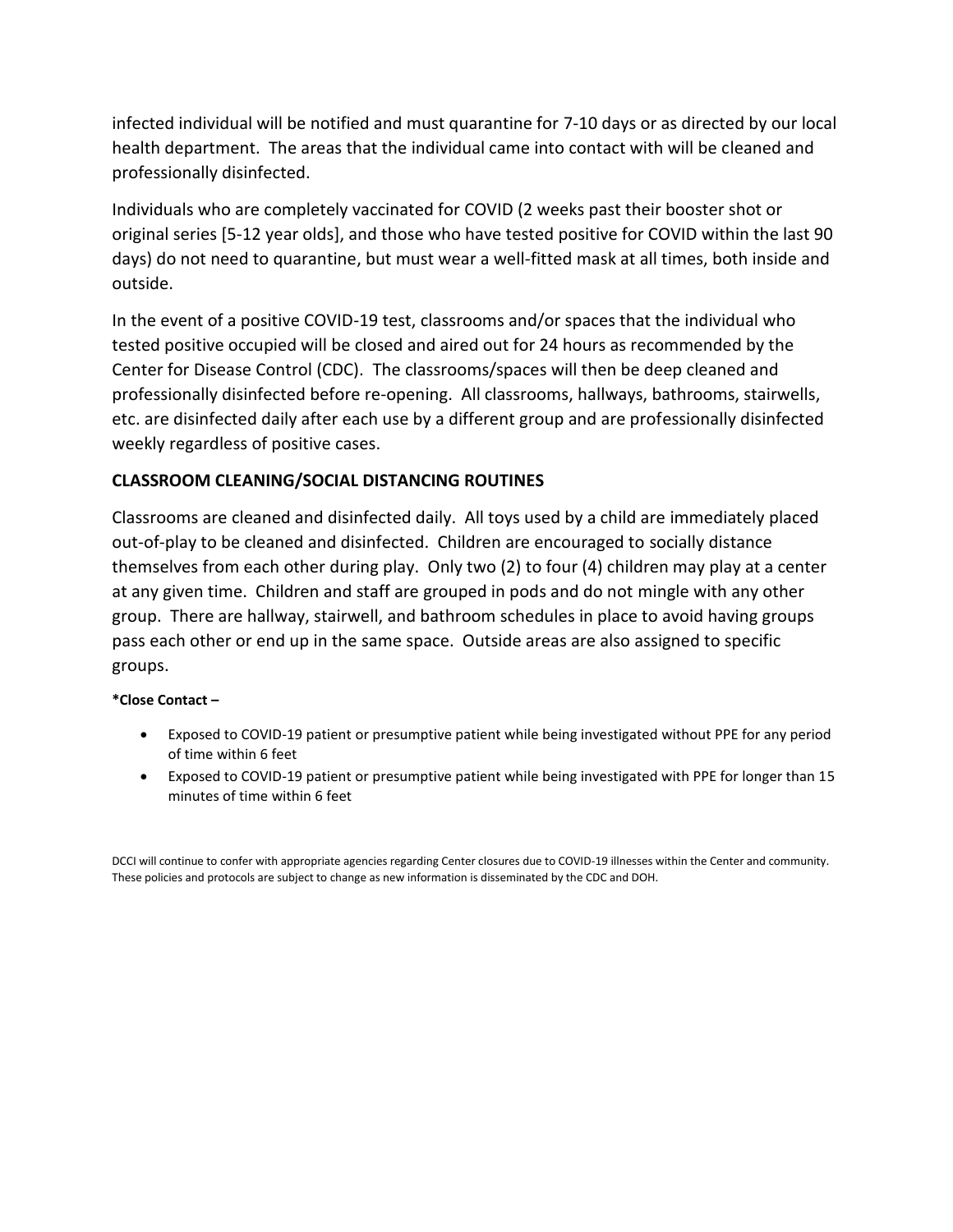infected individual will be notified and must quarantine for 7-10 days or as directed by our local health department. The areas that the individual came into contact with will be cleaned and professionally disinfected.

Individuals who are completely vaccinated for COVID (2 weeks past their booster shot or original series [5-12 year olds], and those who have tested positive for COVID within the last 90 days) do not need to quarantine, but must wear a well-fitted mask at all times, both inside and outside.

In the event of a positive COVID-19 test, classrooms and/or spaces that the individual who tested positive occupied will be closed and aired out for 24 hours as recommended by the Center for Disease Control (CDC). The classrooms/spaces will then be deep cleaned and professionally disinfected before re-opening. All classrooms, hallways, bathrooms, stairwells, etc. are disinfected daily after each use by a different group and are professionally disinfected weekly regardless of positive cases.

## CLASSROOM CLEANING/SOCIAL DISTANCING ROUTINES

Classrooms are cleaned and disinfected daily. All toys used by a child are immediately placed out-of-play to be cleaned and disinfected. Children are encouraged to socially distance themselves from each other during play. Only two (2) to four (4) children may play at a center at any given time. Children and staff are grouped in pods and do not mingle with any other group. There are hallway, stairwell, and bathroom schedules in place to avoid having groups pass each other or end up in the same space. Outside areas are also assigned to specific groups.

**\*Close Contact –**

- Exposed to COVID-19 patient or presumptive patient while being investigated without PPE for any period of time within 6 feet
- Exposed to COVID-19 patient or presumptive patient while being investigated with PPE for longer than 15 minutes of time within 6 feet

DCCI will continue to confer with appropriate agencies regarding Center closures due to COVID-19 illnesses within the Center and community. These policies and protocols are subject to change as new information is disseminated by the CDC and DOH.